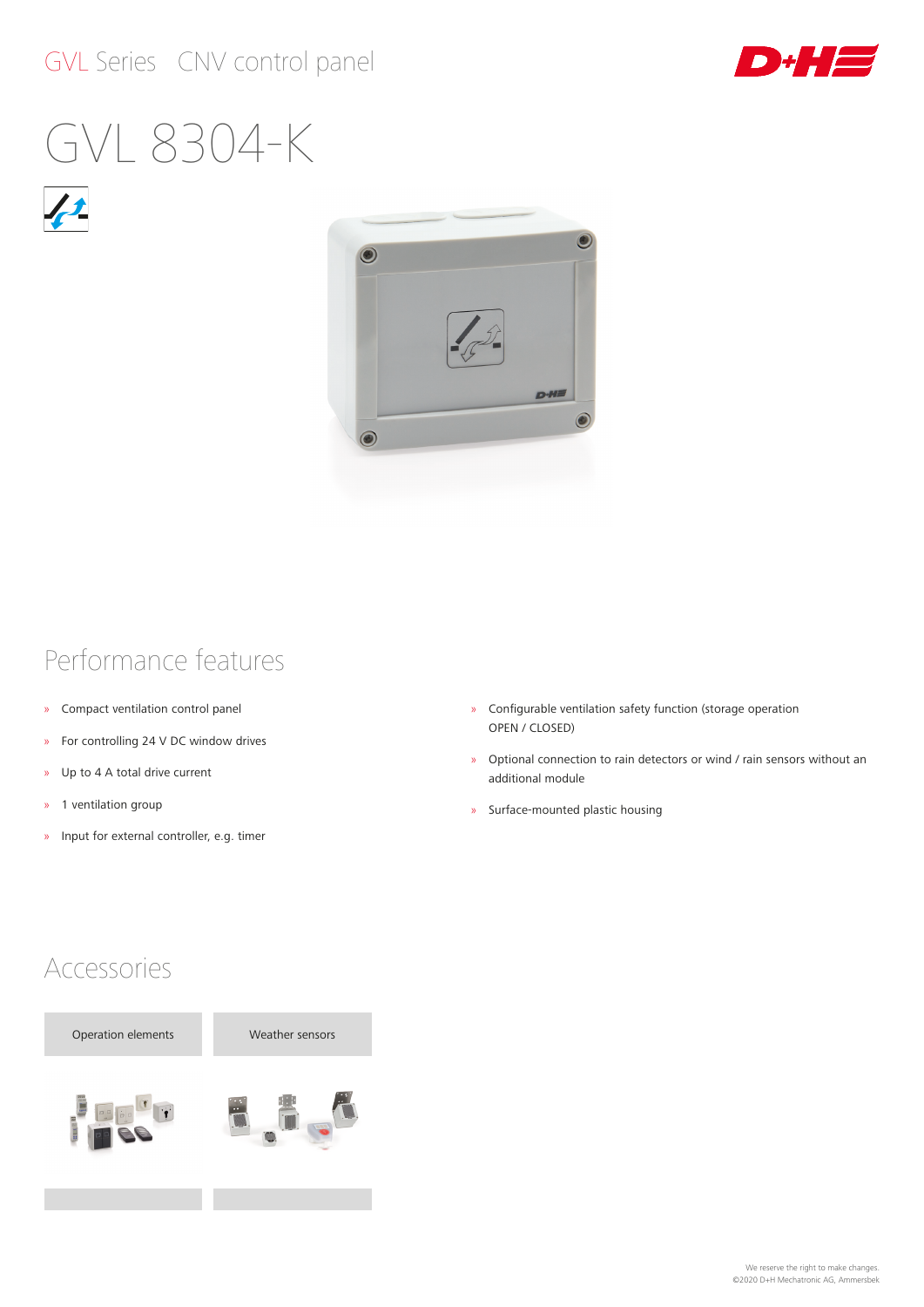GVL Series CNV control panel

# GVL 8304-K

## Performance features

- Compact ventilation control panel
- For controlling 24 V DC window drives
- Up to 4 A total drive current
- 1 ventilation group
- Input for external controller, e.g. timer
- Configurable ventilation safety function (storage operation OPEN / CLOSED)
- Optional connection to rain detectors or wind / rain sensors without an additional module
- Surface-mounted plastic housing

## Accessories

| Operation elements | Weather sensors |
| --- | --- |

We reserve the right to make changes.
©2020 D+H Mechatronic AG, Ammersbek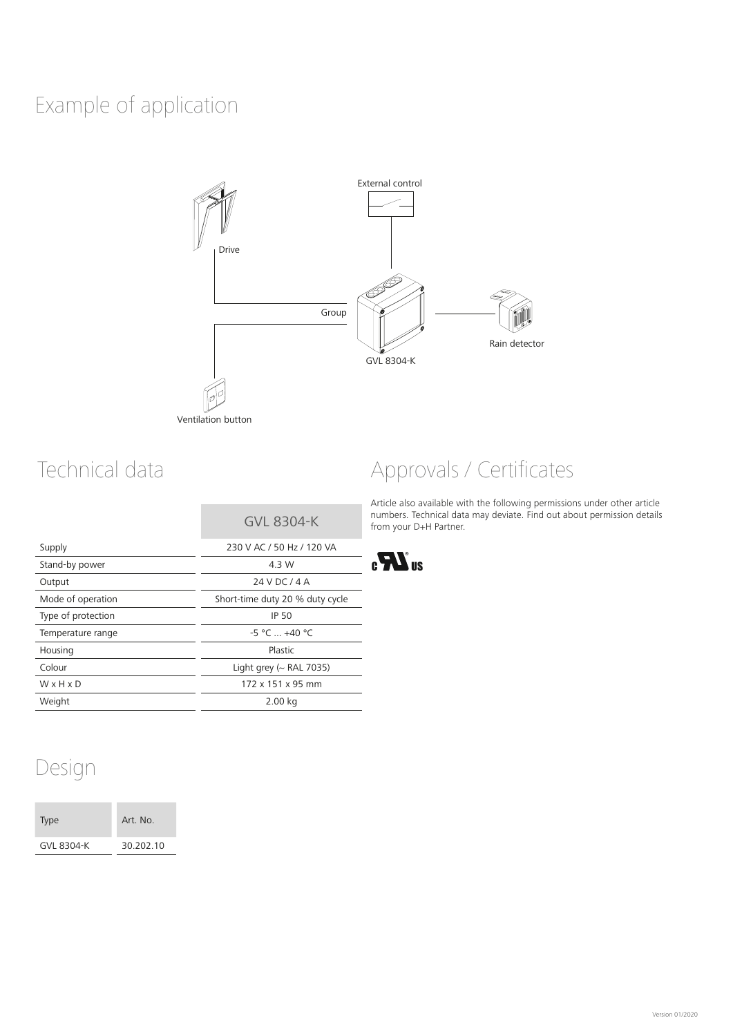# Example of application

External control

Drive

Group

GVL 8304-K

Rain detector

Ventilation button

# Technical data

| | GVL 8304-K |
|---|---|
| Supply | 230 V AC / 50 Hz / 120 VA |
| Stand-by power | 4.3 W |
| Output | 24 V DC / 4 A |
| Mode of operation | Short-time duty 20 % duty cycle |
| Type of protection | IP 50 |
| Temperature range | -5 °C ... +40 °C |
| Housing | Plastic |
| Colour | Light grey (~ RAL 7035) |
| W x H x D | 172 x 151 x 95 mm |
| Weight | 2.00 kg |

# Approvals / Certificates

Article also available with the following permissions under other article numbers. Technical data may deviate. Find out about permission details from your D+H Partner.

c UL us

# Design

| Type | Art. No. |
|---|---|
| GVL 8304-K | 30.202.10 |

Version 01/2020